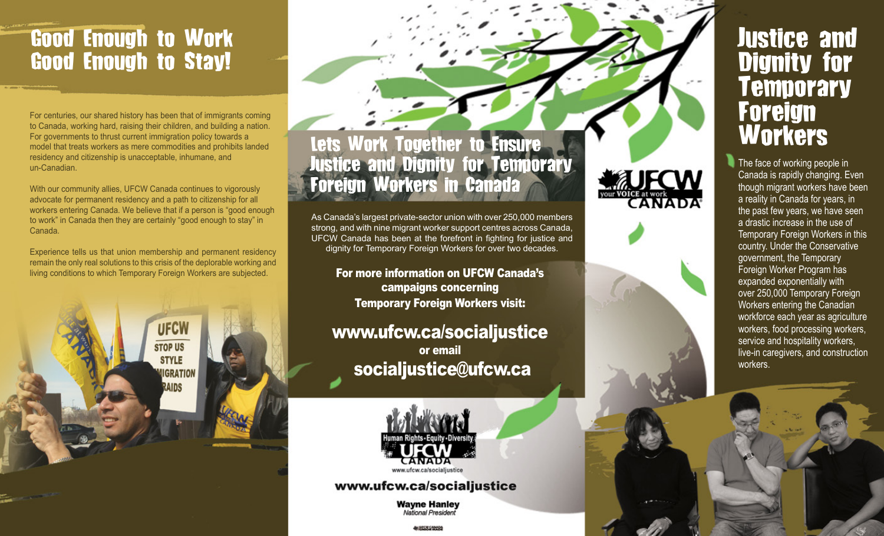# Good Enough to Work Good Enough to Stay!

For centuries, our shared history has been that of immigrants coming to Canada, working hard, raising their children, and building a nation. For governments to thrust current immigration policy towards a model that treats workers as mere commodities and prohibits landed residency and citizenship is unacceptable, inhumane, and un-Canadian.

With our community allies, UFCW Canada continues to vigorously advocate for permanent residency and a path to citizenship for all workers entering Canada. We believe that if a person is "good enough to work" in Canada then they are certainly "good enough to stay" in Canada.

Experience tells us that union membership and permanent residency remain the only real solutions to this crisis of the deplorable working and living conditions to which Temporary Foreign Workers are subjected.

## Lets Work Together to Ensure Justice and Dignity for Temporary Foreign Workers in Canada

As Canada's largest private-sector union with over 250,000 members strong, and with nine migrant worker support centres across Canada, UFCW Canada has been at the forefront in fighting for justice and dignity for Temporary Foreign Workers for over two decades.

**For more information on UFCW Canada's campaigns concerning Temporary Foreign Workers visit:**

**www.ufcw.ca/socialjustice**

**or email**

**socialjustice@ufcw.ca**

Human Rights • Equity • Diversity
UFCW CANADA
www.ufcw.ca/socialjustice

**www.ufcw.ca/socialjustice**

**Wayne Hanley**
*National President*

UFCW CANADA — your VOICE at work

# Justice and Dignity for Temporary Foreign Workers

The face of working people in Canada is rapidly changing. Even though migrant workers have been a reality in Canada for years, in the past few years, we have seen a drastic increase in the use of Temporary Foreign Workers in this country. Under the Conservative government, the Temporary Foreign Worker Program has expanded exponentially with over 250,000 Temporary Foreign Workers entering the Canadian workforce each year as agriculture workers, food processing workers, service and hospitality workers, live-in caregivers, and construction workers.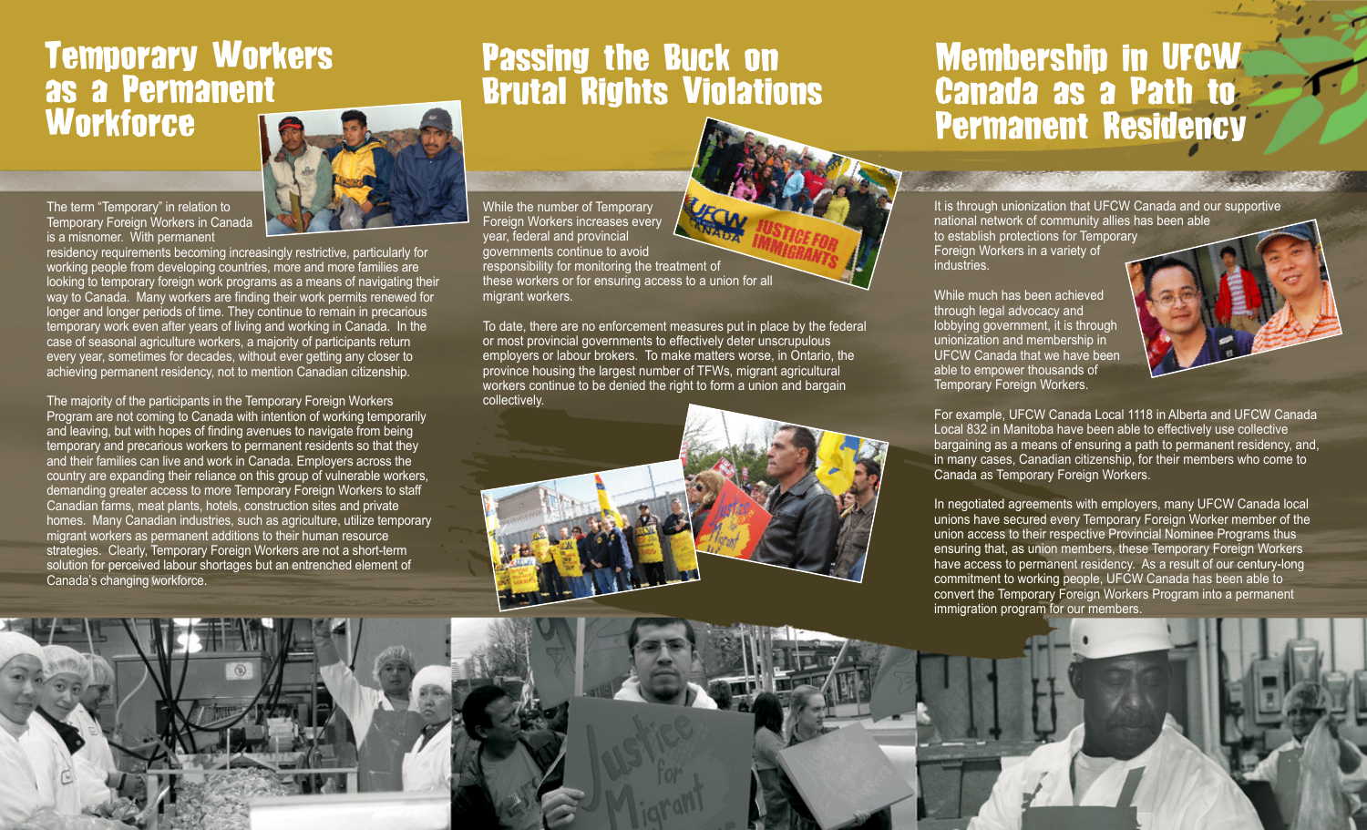# Temporary Workers as a Permanent Workforce

The term "Temporary" in relation to Temporary Foreign Workers in Canada is a misnomer. With permanent residency requirements becoming increasingly restrictive, particularly for working people from developing countries, more and more families are looking to temporary foreign work programs as a means of navigating their way to Canada. Many workers are finding their work permits renewed for longer and longer periods of time. They continue to remain in precarious temporary work even after years of living and working in Canada. In the case of seasonal agriculture workers, a majority of participants return every year, sometimes for decades, without ever getting any closer to achieving permanent residency, not to mention Canadian citizenship.

The majority of the participants in the Temporary Foreign Workers Program are not coming to Canada with intention of working temporarily and leaving, but with hopes of finding avenues to navigate from being temporary and precarious workers to permanent residents so that they and their families can live and work in Canada. Employers across the country are expanding their reliance on this group of vulnerable workers, demanding greater access to more Temporary Foreign Workers to staff Canadian farms, meat plants, hotels, construction sites and private homes. Many Canadian industries, such as agriculture, utilize temporary migrant workers as permanent additions to their human resource strategies. Clearly, Temporary Foreign Workers are not a short-term solution for perceived labour shortages but an entrenched element of Canada's changing workforce.

# Passing the Buck on Brutal Rights Violations

While the number of Temporary Foreign Workers increases every year, federal and provincial governments continue to avoid responsibility for monitoring the treatment of these workers or for ensuring access to a union for all migrant workers.

To date, there are no enforcement measures put in place by the federal or most provincial governments to effectively deter unscrupulous employers or labour brokers. To make matters worse, in Ontario, the province housing the largest number of TFWs, migrant agricultural workers continue to be denied the right to form a union and bargain collectively.

# Membership in UFCW Canada as a Path to Permanent Residency

It is through unionization that UFCW Canada and our supportive national network of community allies has been able to establish protections for Temporary Foreign Workers in a variety of industries.

While much has been achieved through legal advocacy and lobbying government, it is through unionization and membership in UFCW Canada that we have been able to empower thousands of Temporary Foreign Workers.

For example, UFCW Canada Local 1118 in Alberta and UFCW Canada Local 832 in Manitoba have been able to effectively use collective bargaining as a means of ensuring a path to permanent residency, and, in many cases, Canadian citizenship, for their members who come to Canada as Temporary Foreign Workers.

In negotiated agreements with employers, many UFCW Canada local unions have secured every Temporary Foreign Worker member of the union access to their respective Provincial Nominee Programs thus ensuring that, as union members, these Temporary Foreign Workers have access to permanent residency. As a result of our century-long commitment to working people, UFCW Canada has been able to convert the Temporary Foreign Workers Program into a permanent immigration program for our members.